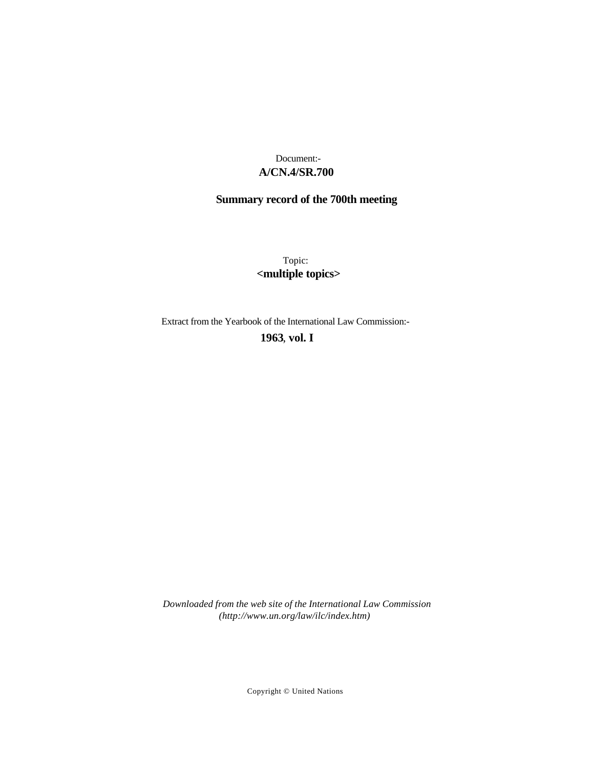Document:-

**A/CN.4/SR.700**

**Summary record of the 700th meeting**

Topic:

**<multiple topics>**

Extract from the Yearbook of the International Law Commission:-

**1963, vol. I**

*Downloaded from the web site of the International Law Commission (http://www.un.org/law/ilc/index.htm)*

Copyright © United Nations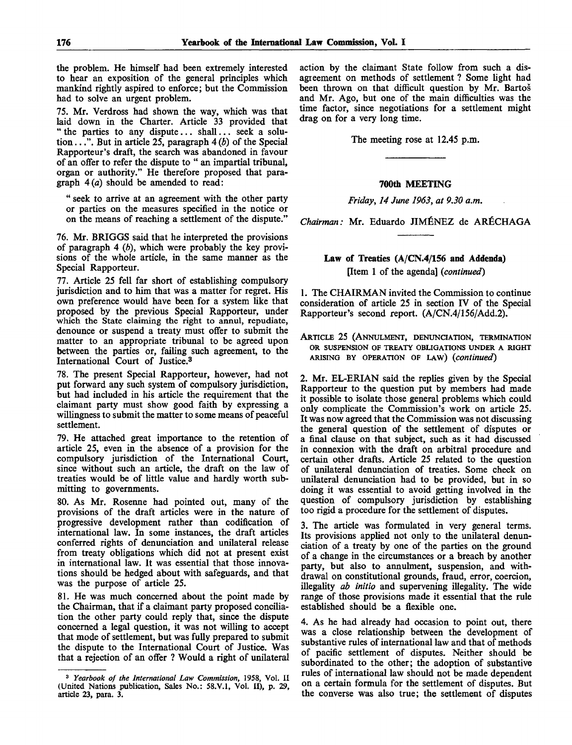the problem. He himself had been extremely interested to hear an exposition of the general principles which mankind rightly aspired to enforce; but the Commission had to solve an urgent problem.

75. Mr. Verdross had shown the way, which was that laid down in the Charter. Article 33 provided that "the parties to any dispute... shall... seek a solution...". But in article 25, paragraph 4 (*b*) of the Special Rapporteur's draft, the search was abandoned in favour of an offer to refer the dispute to "an impartial tribunal, organ or authority." He therefore proposed that paragraph 4 (*a*) should be amended to read:

"seek to arrive at an agreement with the other party or parties on the measures specified in the notice or on the means of reaching a settlement of the dispute."

76. Mr. BRIGGS said that he interpreted the provisions of paragraph 4 (*b*), which were probably the key provisions of the whole article, in the same manner as the Special Rapporteur.

77. Article 25 fell far short of establishing compulsory jurisdiction and to him that was a matter for regret. His own preference would have been for a system like that proposed by the previous Special Rapporteur, under which the State claiming the right to annul, repudiate, denounce or suspend a treaty must offer to submit the matter to an appropriate tribunal to be agreed upon between the parties or, failing such agreement, to the International Court of Justice.[3]

78. The present Special Rapporteur, however, had not put forward any such system of compulsory jurisdiction, but had included in his article the requirement that the claimant party must show good faith by expressing a willingness to submit the matter to some means of peaceful settlement.

79. He attached great importance to the retention of article 25, even in the absence of a provision for the compulsory jurisdiction of the International Court, since without such an article, the draft on the law of treaties would be of little value and hardly worth submitting to governments.

80. As Mr. Rosenne had pointed out, many of the provisions of the draft articles were in the nature of progressive development rather than codification of international law. In some instances, the draft articles conferred rights of denunciation and unilateral release from treaty obligations which did not at present exist in international law. It was essential that those innovations should be hedged about with safeguards, and that was the purpose of article 25.

81. He was much concerned about the point made by the Chairman, that if a claimant party proposed conciliation the other party could reply that, since the dispute concerned a legal question, it was not willing to accept that mode of settlement, but was fully prepared to submit the dispute to the International Court of Justice. Was that a rejection of an offer? Would a right of unilateral action by the claimant State follow from such a disagreement on methods of settlement? Some light had been thrown on that difficult question by Mr. Bartoš and Mr. Ago, but one of the main difficulties was the time factor, since negotiations for a settlement might drag on for a very long time.

The meeting rose at 12.45 p.m.

---

## 700th MEETING

*Friday, 14 June 1963, at 9.30 a.m.*

*Chairman:* Mr. Eduardo JIMÉNEZ de ARÉCHAGA

### Law of Treaties (A/CN.4/156 and Addenda)

[Item 1 of the agenda] (*continued*)

1. The CHAIRMAN invited the Commission to continue consideration of article 25 in section IV of the Special Rapporteur's second report. (A/CN.4/156/Add.2).

#### ARTICLE 25 (ANNULMENT, DENUNCIATION, TERMINATION OR SUSPENSION OF TREATY OBLIGATIONS UNDER A RIGHT ARISING BY OPERATION OF LAW) (*continued*)

2. Mr. EL-ERIAN said the replies given by the Special Rapporteur to the question put by members had made it possible to isolate those general problems which could only complicate the Commission's work on article 25. It was now agreed that the Commission was not discussing the general question of the settlement of disputes or a final clause on that subject, such as it had discussed in connexion with the draft on arbitral procedure and certain other drafts. Article 25 related to the question of unilateral denunciation of treaties. Some check on unilateral denunciation had to be provided, but in so doing it was essential to avoid getting involved in the question of compulsory jurisdiction by establishing too rigid a procedure for the settlement of disputes.

3. The article was formulated in very general terms. Its provisions applied not only to the unilateral denunciation of a treaty by one of the parties on the ground of a change in the circumstances or a breach by another party, but also to annulment, suspension, and withdrawal on constitutional grounds, fraud, error, coercion, illegality *ab initio* and supervening illegality. The wide range of those provisions made it essential that the rule established should be a flexible one.

4. As he had already had occasion to point out, there was a close relationship between the development of substantive rules of international law and that of methods of pacific settlement of disputes. Neither should be subordinated to the other; the adoption of substantive rules of international law should not be made dependent on a certain formula for the settlement of disputes. But the converse was also true; the settlement of disputes

---

[3] *Yearbook of the International Law Commission*, 1958, Vol. II (United Nations publication, Sales No.: 58.V.1, Vol. II), p. 29, article 23, para. 3.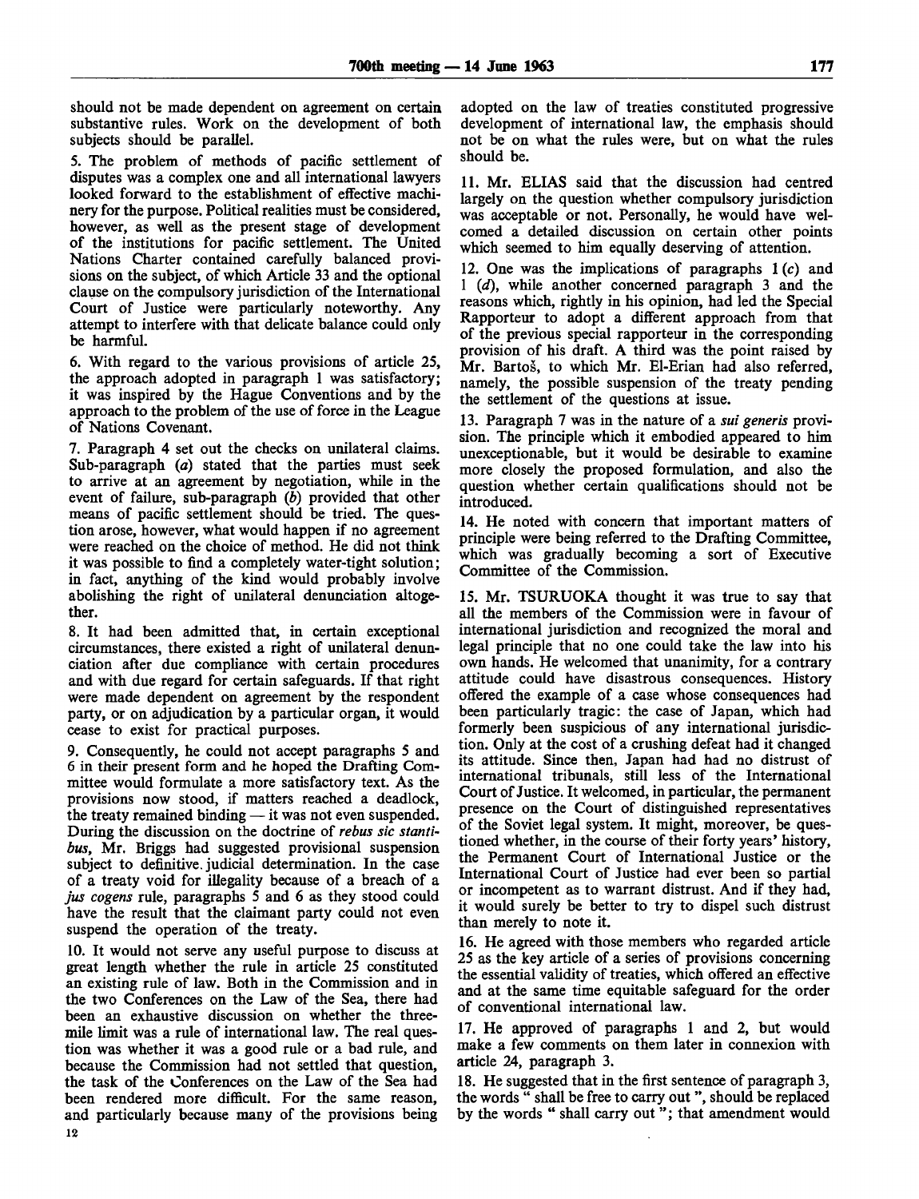should not be made dependent on agreement on certain substantive rules. Work on the development of both subjects should be parallel.

5. The problem of methods of pacific settlement of disputes was a complex one and all international lawyers looked forward to the establishment of effective machinery for the purpose. Political realities must be considered, however, as well as the present stage of development of the institutions for pacific settlement. The United Nations Charter contained carefully balanced provisions on the subject, of which Article 33 and the optional clause on the compulsory jurisdiction of the International Court of Justice were particularly noteworthy. Any attempt to interfere with that delicate balance could only be harmful.

6. With regard to the various provisions of article 25, the approach adopted in paragraph 1 was satisfactory; it was inspired by the Hague Conventions and by the approach to the problem of the use of force in the League of Nations Covenant.

7. Paragraph 4 set out the checks on unilateral claims. Sub-paragraph (*a*) stated that the parties must seek to arrive at an agreement by negotiation, while in the event of failure, sub-paragraph (*b*) provided that other means of pacific settlement should be tried. The question arose, however, what would happen if no agreement were reached on the choice of method. He did not think it was possible to find a completely water-tight solution; in fact, anything of the kind would probably involve abolishing the right of unilateral denunciation altogether.

8. It had been admitted that, in certain exceptional circumstances, there existed a right of unilateral denunciation after due compliance with certain procedures and with due regard for certain safeguards. If that right were made dependent on agreement by the respondent party, or on adjudication by a particular organ, it would cease to exist for practical purposes.

9. Consequently, he could not accept paragraphs 5 and 6 in their present form and he hoped the Drafting Committee would formulate a more satisfactory text. As the provisions now stood, if matters reached a deadlock, the treaty remained binding — it was not even suspended. During the discussion on the doctrine of *rebus sic stantibus*, Mr. Briggs had suggested provisional suspension subject to definitive judicial determination. In the case of a treaty void for illegality because of a breach of a *jus cogens* rule, paragraphs 5 and 6 as they stood could have the result that the claimant party could not even suspend the operation of the treaty.

10. It would not serve any useful purpose to discuss at great length whether the rule in article 25 constituted an existing rule of law. Both in the Commission and in the two Conferences on the Law of the Sea, there had been an exhaustive discussion on whether the three-mile limit was a rule of international law. The real question was whether it was a good rule or a bad rule, and because the Commission had not settled that question, the task of the Conferences on the Law of the Sea had been rendered more difficult. For the same reason, and particularly because many of the provisions being adopted on the law of treaties constituted progressive development of international law, the emphasis should not be on what the rules were, but on what the rules should be.

11. Mr. ELIAS said that the discussion had centred largely on the question whether compulsory jurisdiction was acceptable or not. Personally, he would have welcomed a detailed discussion on certain other points which seemed to him equally deserving of attention.

12. One was the implications of paragraphs 1 (*c*) and 1 (*d*), while another concerned paragraph 3 and the reasons which, rightly in his opinion, had led the Special Rapporteur to adopt a different approach from that of the previous special rapporteur in the corresponding provision of his draft. A third was the point raised by Mr. Bartoš, to which Mr. El-Erian had also referred, namely, the possible suspension of the treaty pending the settlement of the questions at issue.

13. Paragraph 7 was in the nature of a *sui generis* provision. The principle which it embodied appeared to him unexceptionable, but it would be desirable to examine more closely the proposed formulation, and also the question whether certain qualifications should not be introduced.

14. He noted with concern that important matters of principle were being referred to the Drafting Committee, which was gradually becoming a sort of Executive Committee of the Commission.

15. Mr. TSURUOKA thought it was true to say that all the members of the Commission were in favour of international jurisdiction and recognized the moral and legal principle that no one could take the law into his own hands. He welcomed that unanimity, for a contrary attitude could have disastrous consequences. History offered the example of a case whose consequences had been particularly tragic: the case of Japan, which had formerly been suspicious of any international jurisdiction. Only at the cost of a crushing defeat had it changed its attitude. Since then, Japan had had no distrust of international tribunals, still less of the International Court of Justice. It welcomed, in particular, the permanent presence on the Court of distinguished representatives of the Soviet legal system. It might, moreover, be questioned whether, in the course of their forty years' history, the Permanent Court of International Justice or the International Court of Justice had ever been so partial or incompetent as to warrant distrust. And if they had, it would surely be better to try to dispel such distrust than merely to note it.

16. He agreed with those members who regarded article 25 as the key article of a series of provisions concerning the essential validity of treaties, which offered an effective and at the same time equitable safeguard for the order of conventional international law.

17. He approved of paragraphs 1 and 2, but would make a few comments on them later in connexion with article 24, paragraph 3.

18. He suggested that in the first sentence of paragraph 3, the words " shall be free to carry out ", should be replaced by the words " shall carry out "; that amendment would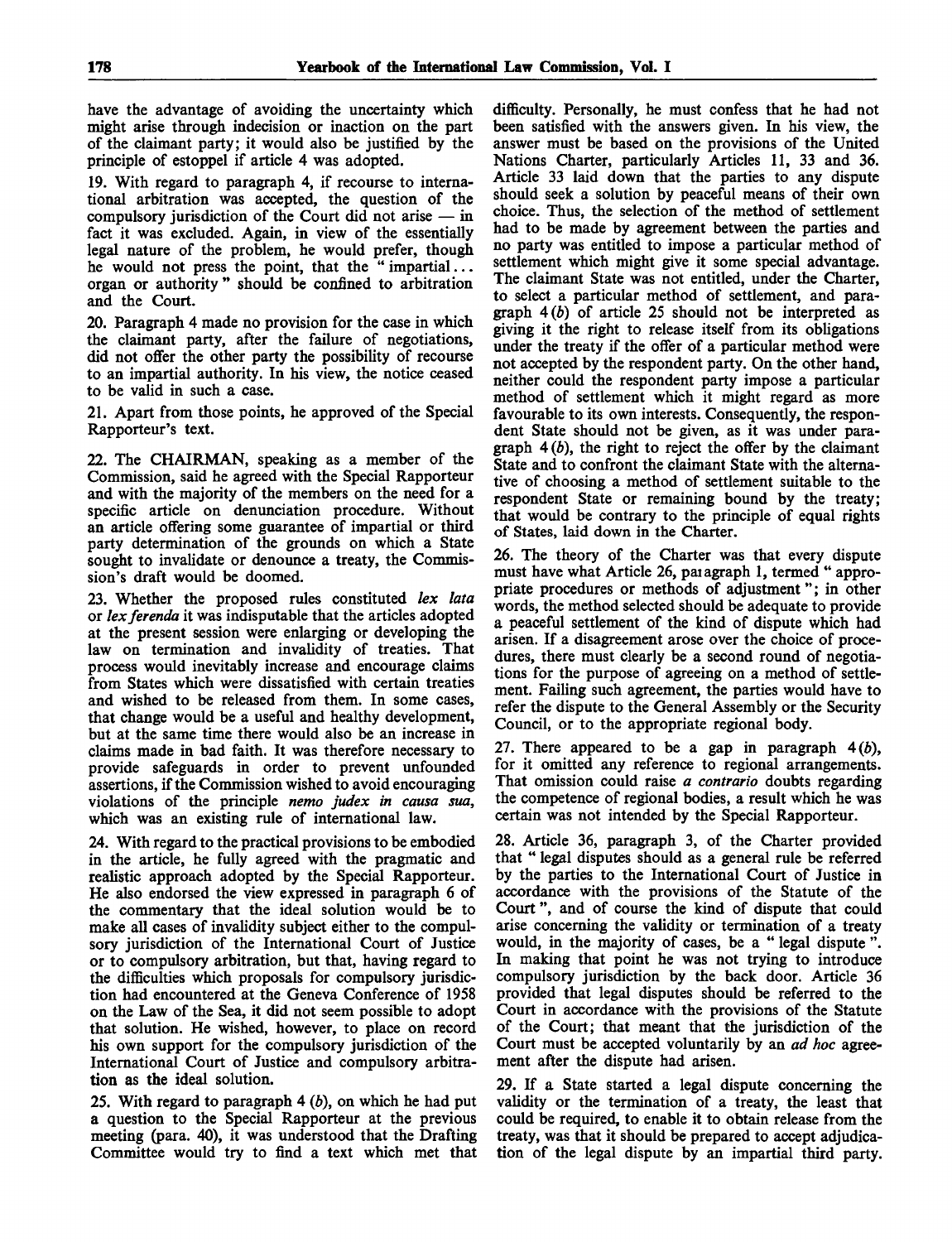have the advantage of avoiding the uncertainty which might arise through indecision or inaction on the part of the claimant party; it would also be justified by the principle of estoppel if article 4 was adopted.

19. With regard to paragraph 4, if recourse to international arbitration was accepted, the question of the compulsory jurisdiction of the Court did not arise — in fact it was excluded. Again, in view of the essentially legal nature of the problem, he would prefer, though he would not press the point, that the " impartial... organ or authority " should be confined to arbitration and the Court.

20. Paragraph 4 made no provision for the case in which the claimant party, after the failure of negotiations, did not offer the other party the possibility of recourse to an impartial authority. In his view, the notice ceased to be valid in such a case.

21. Apart from those points, he approved of the Special Rapporteur's text.

22. The CHAIRMAN, speaking as a member of the Commission, said he agreed with the Special Rapporteur and with the majority of the members on the need for a specific article on denunciation procedure. Without an article offering some guarantee of impartial or third party determination of the grounds on which a State sought to invalidate or denounce a treaty, the Commission's draft would be doomed.

23. Whether the proposed rules constituted *lex lata* or *lex ferenda* it was indisputable that the articles adopted at the present session were enlarging or developing the law on termination and invalidity of treaties. That process would inevitably increase and encourage claims from States which were dissatisfied with certain treaties and wished to be released from them. In some cases, that change would be a useful and healthy development, but at the same time there would also be an increase in claims made in bad faith. It was therefore necessary to provide safeguards in order to prevent unfounded assertions, if the Commission wished to avoid encouraging violations of the principle *nemo judex in causa sua*, which was an existing rule of international law.

24. With regard to the practical provisions to be embodied in the article, he fully agreed with the pragmatic and realistic approach adopted by the Special Rapporteur. He also endorsed the view expressed in paragraph 6 of the commentary that the ideal solution would be to make all cases of invalidity subject either to the compulsory jurisdiction of the International Court of Justice or to compulsory arbitration, but that, having regard to the difficulties which proposals for compulsory jurisdiction had encountered at the Geneva Conference of 1958 on the Law of the Sea, it did not seem possible to adopt that solution. He wished, however, to place on record his own support for the compulsory jurisdiction of the International Court of Justice and compulsory arbitration as the ideal solution.

25. With regard to paragraph 4 (*b*), on which he had put a question to the Special Rapporteur at the previous meeting (para. 40), it was understood that the Drafting Committee would try to find a text which met that difficulty. Personally, he must confess that he had not been satisfied with the answers given. In his view, the answer must be based on the provisions of the United Nations Charter, particularly Articles 11, 33 and 36. Article 33 laid down that the parties to any dispute should seek a solution by peaceful means of their own choice. Thus, the selection of the method of settlement had to be made by agreement between the parties and no party was entitled to impose a particular method of settlement which might give it some special advantage. The claimant State was not entitled, under the Charter, to select a particular method of settlement, and paragraph 4 (*b*) of article 25 should not be interpreted as giving it the right to release itself from its obligations under the treaty if the offer of a particular method were not accepted by the respondent party. On the other hand, neither could the respondent party impose a particular method of settlement which it might regard as more favourable to its own interests. Consequently, the respondent State should not be given, as it was under paragraph 4 (*b*), the right to reject the offer by the claimant State and to confront the claimant State with the alternative of choosing a method of settlement suitable to the respondent State or remaining bound by the treaty; that would be contrary to the principle of equal rights of States, laid down in the Charter.

26. The theory of the Charter was that every dispute must have what Article 26, paragraph 1, termed " appropriate procedures or methods of adjustment "; in other words, the method selected should be adequate to provide a peaceful settlement of the kind of dispute which had arisen. If a disagreement arose over the choice of procedures, there must clearly be a second round of negotiations for the purpose of agreeing on a method of settlement. Failing such agreement, the parties would have to refer the dispute to the General Assembly or the Security Council, or to the appropriate regional body.

27. There appeared to be a gap in paragraph 4 (*b*), for it omitted any reference to regional arrangements. That omission could raise *a contrario* doubts regarding the competence of regional bodies, a result which he was certain was not intended by the Special Rapporteur.

28. Article 36, paragraph 3, of the Charter provided that " legal disputes should as a general rule be referred by the parties to the International Court of Justice in accordance with the provisions of the Statute of the Court ", and of course the kind of dispute that could arise concerning the validity or termination of a treaty would, in the majority of cases, be a " legal dispute ". In making that point he was not trying to introduce compulsory jurisdiction by the back door. Article 36 provided that legal disputes should be referred to the Court in accordance with the provisions of the Statute of the Court; that meant that the jurisdiction of the Court must be accepted voluntarily by an *ad hoc* agreement after the dispute had arisen.

29. If a State started a legal dispute concerning the validity or the termination of a treaty, the least that could be required, to enable it to obtain release from the treaty, was that it should be prepared to accept adjudication of the legal dispute by an impartial third party.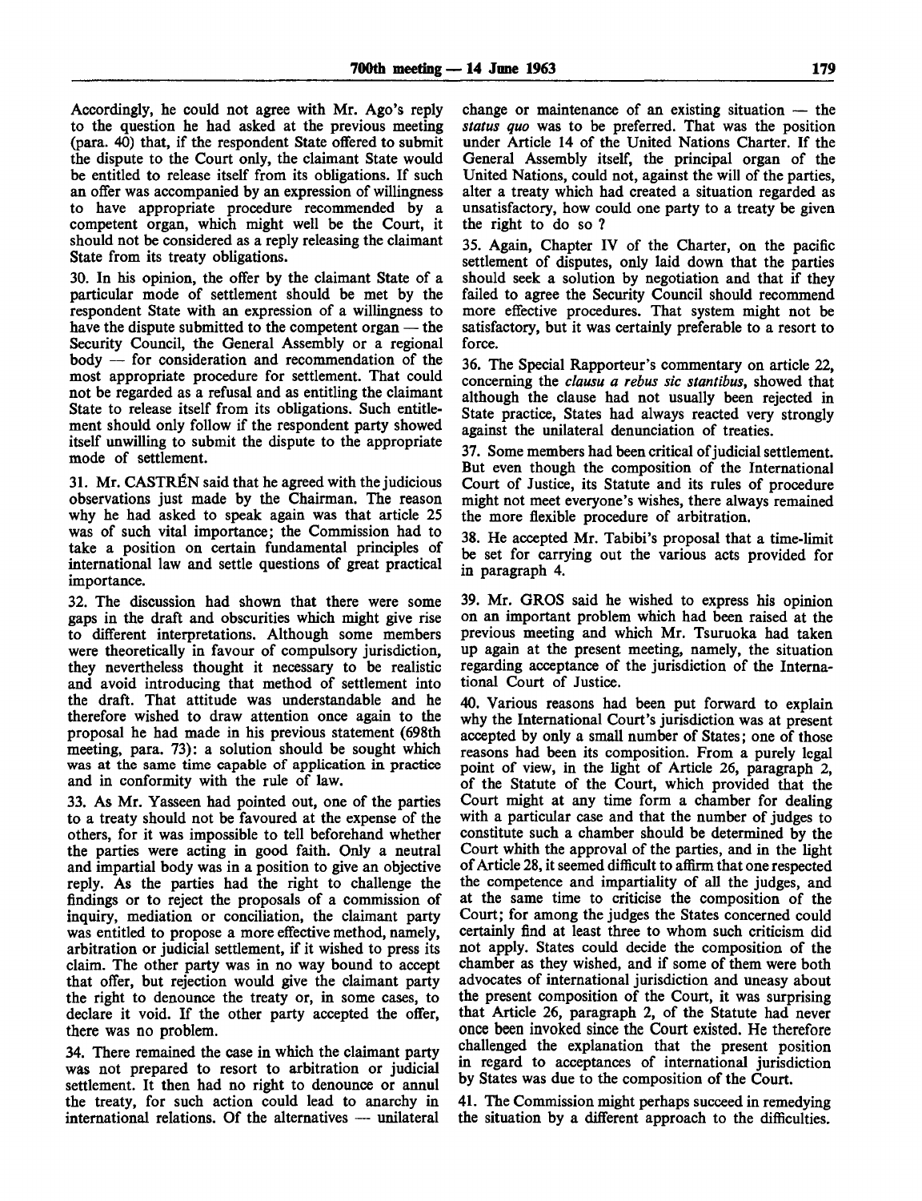Accordingly, he could not agree with Mr. Ago's reply to the question he had asked at the previous meeting (para. 40) that, if the respondent State offered to submit the dispute to the Court only, the claimant State would be entitled to release itself from its obligations. If such an offer was accompanied by an expression of willingness to have appropriate procedure recommended by a competent organ, which might well be the Court, it should not be considered as a reply releasing the claimant State from its treaty obligations.

30. In his opinion, the offer by the claimant State of a particular mode of settlement should be met by the respondent State with an expression of a willingness to have the dispute submitted to the competent organ — the Security Council, the General Assembly or a regional body — for consideration and recommendation of the most appropriate procedure for settlement. That could not be regarded as a refusal and as entitling the claimant State to release itself from its obligations. Such entitlement should only follow if the respondent party showed itself unwilling to submit the dispute to the appropriate mode of settlement.

31. Mr. CASTRÉN said that he agreed with the judicious observations just made by the Chairman. The reason why he had asked to speak again was that article 25 was of such vital importance; the Commission had to take a position on certain fundamental principles of international law and settle questions of great practical importance.

32. The discussion had shown that there were some gaps in the draft and obscurities which might give rise to different interpretations. Although some members were theoretically in favour of compulsory jurisdiction, they nevertheless thought it necessary to be realistic and avoid introducing that method of settlement into the draft. That attitude was understandable and he therefore wished to draw attention once again to the proposal he had made in his previous statement (698th meeting, para. 73): a solution should be sought which was at the same time capable of application in practice and in conformity with the rule of law.

33. As Mr. Yasseen had pointed out, one of the parties to a treaty should not be favoured at the expense of the others, for it was impossible to tell beforehand whether the parties were acting in good faith. Only a neutral and impartial body was in a position to give an objective reply. As the parties had the right to challenge the findings or to reject the proposals of a commission of inquiry, mediation or conciliation, the claimant party was entitled to propose a more effective method, namely, arbitration or judicial settlement, if it wished to press its claim. The other party was in no way bound to accept that offer, but rejection would give the claimant party the right to denounce the treaty or, in some cases, to declare it void. If the other party accepted the offer, there was no problem.

34. There remained the case in which the claimant party was not prepared to resort to arbitration or judicial settlement. It then had no right to denounce or annul the treaty, for such action could lead to anarchy in international relations. Of the alternatives — unilateral change or maintenance of an existing situation — the *status quo* was to be preferred. That was the position under Article 14 of the United Nations Charter. If the General Assembly itself, the principal organ of the United Nations, could not, against the will of the parties, alter a treaty which had created a situation regarded as unsatisfactory, how could one party to a treaty be given the right to do so ?

35. Again, Chapter IV of the Charter, on the pacific settlement of disputes, only laid down that the parties should seek a solution by negotiation and that if they failed to agree the Security Council should recommend more effective procedures. That system might not be satisfactory, but it was certainly preferable to a resort to force.

36. The Special Rapporteur's commentary on article 22, concerning the *clausu a rebus sic stantibus*, showed that although the clause had not usually been rejected in State practice, States had always reacted very strongly against the unilateral denunciation of treaties.

37. Some members had been critical of judicial settlement. But even though the composition of the International Court of Justice, its Statute and its rules of procedure might not meet everyone's wishes, there always remained the more flexible procedure of arbitration.

38. He accepted Mr. Tabibi's proposal that a time-limit be set for carrying out the various acts provided for in paragraph 4.

39. Mr. GROS said he wished to express his opinion on an important problem which had been raised at the previous meeting and which Mr. Tsuruoka had taken up again at the present meeting, namely, the situation regarding acceptance of the jurisdiction of the International Court of Justice.

40. Various reasons had been put forward to explain why the International Court's jurisdiction was at present accepted by only a small number of States; one of those reasons had been its composition. From a purely legal point of view, in the light of Article 26, paragraph 2, of the Statute of the Court, which provided that the Court might at any time form a chamber for dealing with a particular case and that the number of judges to constitute such a chamber should be determined by the Court whith the approval of the parties, and in the light of Article 28, it seemed difficult to affirm that one respected the competence and impartiality of all the judges, and at the same time to criticise the composition of the Court; for among the judges the States concerned could certainly find at least three to whom such criticism did not apply. States could decide the composition of the chamber as they wished, and if some of them were both advocates of international jurisdiction and uneasy about the present composition of the Court, it was surprising that Article 26, paragraph 2, of the Statute had never once been invoked since the Court existed. He therefore challenged the explanation that the present position in regard to acceptances of international jurisdiction by States was due to the composition of the Court.

41. The Commission might perhaps succeed in remedying the situation by a different approach to the difficulties.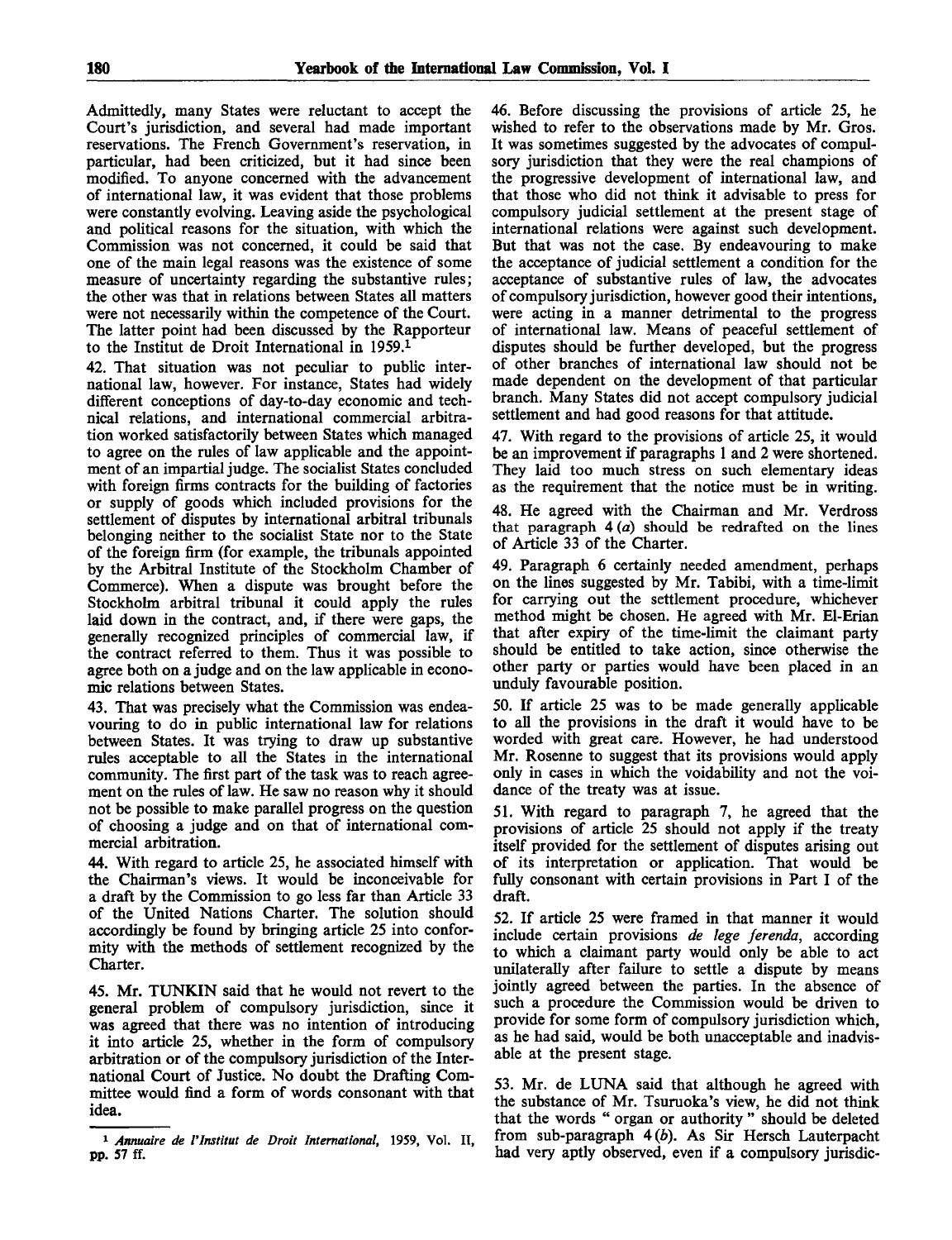Admittedly, many States were reluctant to accept the Court's jurisdiction, and several had made important reservations. The French Government's reservation, in particular, had been criticized, but it had since been modified. To anyone concerned with the advancement of international law, it was evident that those problems were constantly evolving. Leaving aside the psychological and political reasons for the situation, with which the Commission was not concerned, it could be said that one of the main legal reasons was the existence of some measure of uncertainty regarding the substantive rules; the other was that in relations between States all matters were not necessarily within the competence of the Court. The latter point had been discussed by the Rapporteur to the Institut de Droit International in 1959.[1]

42. That situation was not peculiar to public international law, however. For instance, States had widely different conceptions of day-to-day economic and technical relations, and international commercial arbitration worked satisfactorily between States which managed to agree on the rules of law applicable and the appointment of an impartial judge. The socialist States concluded with foreign firms contracts for the building of factories or supply of goods which included provisions for the settlement of disputes by international arbitral tribunals belonging neither to the socialist State nor to the State of the foreign firm (for example, the tribunals appointed by the Arbitral Institute of the Stockholm Chamber of Commerce). When a dispute was brought before the Stockholm arbitral tribunal it could apply the rules laid down in the contract, and, if there were gaps, the generally recognized principles of commercial law, if the contract referred to them. Thus it was possible to agree both on a judge and on the law applicable in economic relations between States.

43. That was precisely what the Commission was endeavouring to do in public international law for relations between States. It was trying to draw up substantive rules acceptable to all the States in the international community. The first part of the task was to reach agreement on the rules of law. He saw no reason why it should not be possible to make parallel progress on the question of choosing a judge and on that of international commercial arbitration.

44. With regard to article 25, he associated himself with the Chairman's views. It would be inconceivable for a draft by the Commission to go less far than Article 33 of the United Nations Charter. The solution should accordingly be found by bringing article 25 into conformity with the methods of settlement recognized by the Charter.

45. Mr. TUNKIN said that he would not revert to the general problem of compulsory jurisdiction, since it was agreed that there was no intention of introducing it into article 25, whether in the form of compulsory arbitration or of the compulsory jurisdiction of the International Court of Justice. No doubt the Drafting Committee would find a form of words consonant with that idea.

46. Before discussing the provisions of article 25, he wished to refer to the observations made by Mr. Gros. It was sometimes suggested by the advocates of compulsory jurisdiction that they were the real champions of the progressive development of international law, and that those who did not think it advisable to press for compulsory judicial settlement at the present stage of international relations were against such development. But that was not the case. By endeavouring to make the acceptance of judicial settlement a condition for the acceptance of substantive rules of law, the advocates of compulsory jurisdiction, however good their intentions, were acting in a manner detrimental to the progress of international law. Means of peaceful settlement of disputes should be further developed, but the progress of other branches of international law should not be made dependent on the development of that particular branch. Many States did not accept compulsory judicial settlement and had good reasons for that attitude.

47. With regard to the provisions of article 25, it would be an improvement if paragraphs 1 and 2 were shortened. They laid too much stress on such elementary ideas as the requirement that the notice must be in writing.

48. He agreed with the Chairman and Mr. Verdross that paragraph 4 (*a*) should be redrafted on the lines of Article 33 of the Charter.

49. Paragraph 6 certainly needed amendment, perhaps on the lines suggested by Mr. Tabibi, with a time-limit for carrying out the settlement procedure, whichever method might be chosen. He agreed with Mr. El-Erian that after expiry of the time-limit the claimant party should be entitled to take action, since otherwise the other party or parties would have been placed in an unduly favourable position.

50. If article 25 was to be made generally applicable to all the provisions in the draft it would have to be worded with great care. However, he had understood Mr. Rosenne to suggest that its provisions would apply only in cases in which the voidability and not the voidance of the treaty was at issue.

51. With regard to paragraph 7, he agreed that the provisions of article 25 should not apply if the treaty itself provided for the settlement of disputes arising out of its interpretation or application. That would be fully consonant with certain provisions in Part I of the draft.

52. If article 25 were framed in that manner it would include certain provisions *de lege ferenda*, according to which a claimant party would only be able to act unilaterally after failure to settle a dispute by means jointly agreed between the parties. In the absence of such a procedure the Commission would be driven to provide for some form of compulsory jurisdiction which, as he had said, would be both unacceptable and inadvisable at the present stage.

53. Mr. de LUNA said that although he agreed with the substance of Mr. Tsuruoka's view, he did not think that the words " organ or authority " should be deleted from sub-paragraph 4 (*b*). As Sir Hersch Lauterpacht had very aptly observed, even if a compulsory jurisdic-

[1] *Annuaire de l'Institut de Droit International*, 1959, Vol. II, pp. 57 ff.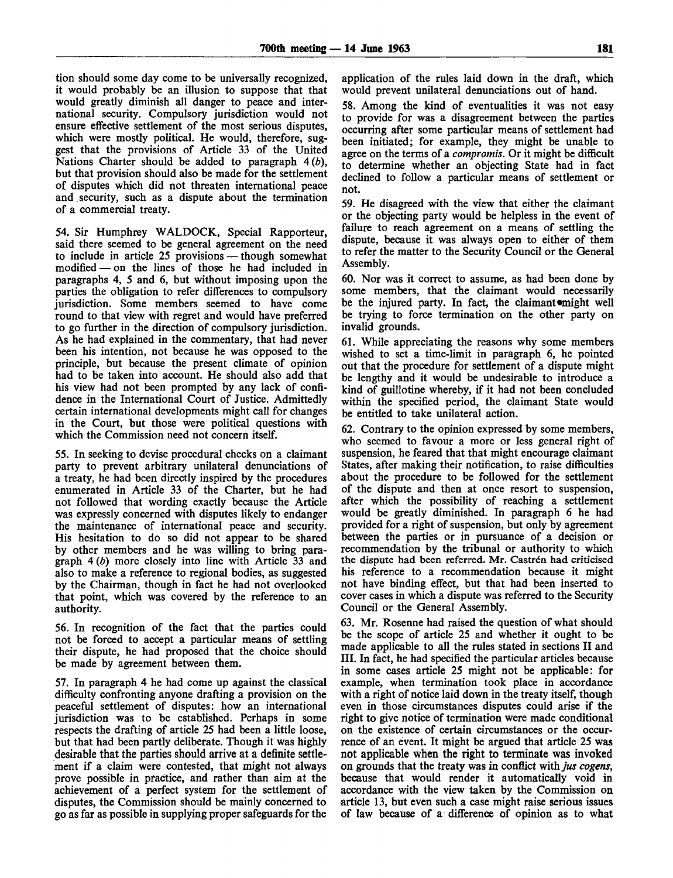tion should some day come to be universally recognized, it would probably be an illusion to suppose that that would greatly diminish all danger to peace and international security. Compulsory jurisdiction would not ensure effective settlement of the most serious disputes, which were mostly political. He would, therefore, suggest that the provisions of Article 33 of the United Nations Charter should be added to paragraph 4 (*b*), but that provision should also be made for the settlement of disputes which did not threaten international peace and security, such as a dispute about the termination of a commercial treaty.

54. Sir Humphrey WALDOCK, Special Rapporteur, said there seemed to be general agreement on the need to include in article 25 provisions — though somewhat modified — on the lines of those he had included in paragraphs 4, 5 and 6, but without imposing upon the parties the obligation to refer differences to compulsory jurisdiction. Some members seemed to have come round to that view with regret and would have preferred to go further in the direction of compulsory jurisdiction. As he had explained in the commentary, that had never been his intention, not because he was opposed to the principle, but because the present climate of opinion had to be taken into account. He should also add that his view had not been prompted by any lack of confidence in the International Court of Justice. Admittedly certain international developments might call for changes in the Court, but those were political questions with which the Commission need not concern itself.

55. In seeking to devise procedural checks on a claimant party to prevent arbitrary unilateral denunciations of a treaty, he had been directly inspired by the procedures enumerated in Article 33 of the Charter, but he had not followed that wording exactly because the Article was expressly concerned with disputes likely to endanger the maintenance of international peace and security. His hesitation to do so did not appear to be shared by other members and he was willing to bring paragraph 4 (*b*) more closely into line with Article 33 and also to make a reference to regional bodies, as suggested by the Chairman, though in fact he had not overlooked that point, which was covered by the reference to an authority.

56. In recognition of the fact that the parties could not be forced to accept a particular means of settling their dispute, he had proposed that the choice should be made by agreement between them.

57. In paragraph 4 he had come up against the classical difficulty confronting anyone drafting a provision on the peaceful settlement of disputes: how an international jurisdiction was to be established. Perhaps in some respects the drafting of article 25 had been a little loose, but that had been partly deliberate. Though it was highly desirable that the parties should arrive at a definite settlement if a claim were contested, that might not always prove possible in practice, and rather than aim at the achievement of a perfect system for the settlement of disputes, the Commission should be mainly concerned to go as far as possible in supplying proper safeguards for the application of the rules laid down in the draft, which would prevent unilateral denunciations out of hand.

58. Among the kind of eventualities it was not easy to provide for was a disagreement between the parties occurring after some particular means of settlement had been initiated; for example, they might be unable to agree on the terms of a *compromis*. Or it might be difficult to determine whether an objecting State had in fact declined to follow a particular means of settlement or not.

59. He disagreed with the view that either the claimant or the objecting party would be helpless in the event of failure to reach agreement on a means of settling the dispute, because it was always open to either of them to refer the matter to the Security Council or the General Assembly.

60. Nor was it correct to assume, as had been done by some members, that the claimant would necessarily be the injured party. In fact, the claimant might well be trying to force termination on the other party on invalid grounds.

61. While appreciating the reasons why some members wished to set a time-limit in paragraph 6, he pointed out that the procedure for settlement of a dispute might be lengthy and it would be undesirable to introduce a kind of guillotine whereby, if it had not been concluded within the specified period, the claimant State would be entitled to take unilateral action.

62. Contrary to the opinion expressed by some members, who seemed to favour a more or less general right of suspension, he feared that that might encourage claimant States, after making their notification, to raise difficulties about the procedure to be followed for the settlement of the dispute and then at once resort to suspension, after which the possibility of reaching a settlement would be greatly diminished. In paragraph 6 he had provided for a right of suspension, but only by agreement between the parties or in pursuance of a decision or recommendation by the tribunal or authority to which the dispute had been referred. Mr. Castrén had criticised his reference to a recommendation because it might not have binding effect, but that had been inserted to cover cases in which a dispute was referred to the Security Council or the General Assembly.

63. Mr. Rosenne had raised the question of what should be the scope of article 25 and whether it ought to be made applicable to all the rules stated in sections II and III. In fact, he had specified the particular articles because in some cases article 25 might not be applicable: for example, when termination took place in accordance with a right of notice laid down in the treaty itself, though even in those circumstances disputes could arise if the right to give notice of termination were made conditional on the existence of certain circumstances or the occurrence of an event. It might be argued that article 25 was not applicable when the right to terminate was invoked on grounds that the treaty was in conflict with *jus cogens*, because that would render it automatically void in accordance with the view taken by the Commission on article 13, but even such a case might raise serious issues of law because of a difference of opinion as to what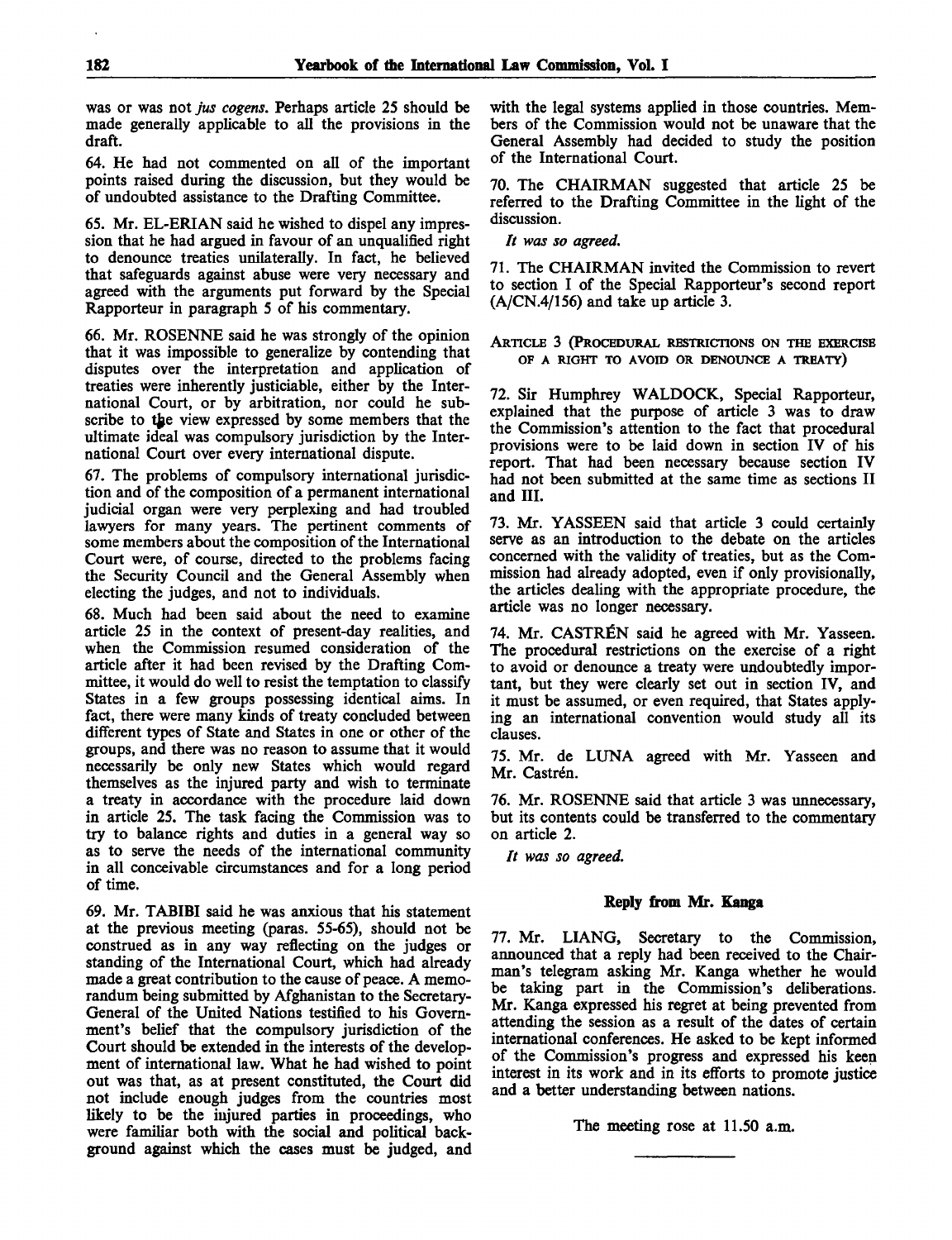was or was not *jus cogens*. Perhaps article 25 should be made generally applicable to all the provisions in the draft.

64. He had not commented on all of the important points raised during the discussion, but they would be of undoubted assistance to the Drafting Committee.

65. Mr. EL-ERIAN said he wished to dispel any impression that he had argued in favour of an unqualified right to denounce treaties unilaterally. In fact, he believed that safeguards against abuse were very necessary and agreed with the arguments put forward by the Special Rapporteur in paragraph 5 of his commentary.

66. Mr. ROSENNE said he was strongly of the opinion that it was impossible to generalize by contending that disputes over the interpretation and application of treaties were inherently justiciable, either by the International Court, or by arbitration, nor could he subscribe to the view expressed by some members that the ultimate ideal was compulsory jurisdiction by the International Court over every international dispute.

67. The problems of compulsory international jurisdiction and of the composition of a permanent international judicial organ were very perplexing and had troubled lawyers for many years. The pertinent comments of some members about the composition of the International Court were, of course, directed to the problems facing the Security Council and the General Assembly when electing the judges, and not to individuals.

68. Much had been said about the need to examine article 25 in the context of present-day realities, and when the Commission resumed consideration of the article after it had been revised by the Drafting Committee, it would do well to resist the temptation to classify States in a few groups possessing identical aims. In fact, there were many kinds of treaty concluded between different types of State and States in one or other of the groups, and there was no reason to assume that it would necessarily be only new States which would regard themselves as the injured party and wish to terminate a treaty in accordance with the procedure laid down in article 25. The task facing the Commission was to try to balance rights and duties in a general way so as to serve the needs of the international community in all conceivable circumstances and for a long period of time.

69. Mr. TABIBI said he was anxious that his statement at the previous meeting (paras. 55-65), should not be construed as in any way reflecting on the judges or standing of the International Court, which had already made a great contribution to the cause of peace. A memorandum being submitted by Afghanistan to the Secretary-General of the United Nations testified to his Government's belief that the compulsory jurisdiction of the Court should be extended in the interests of the development of international law. What he had wished to point out was that, as at present constituted, the Court did not include enough judges from the countries most likely to be the injured parties in proceedings, who were familiar both with the social and political background against which the cases must be judged, and with the legal systems applied in those countries. Members of the Commission would not be unaware that the General Assembly had decided to study the position of the International Court.

70. The CHAIRMAN suggested that article 25 be referred to the Drafting Committee in the light of the discussion.

*It was so agreed.*

71. The CHAIRMAN invited the Commission to revert to section I of the Special Rapporteur's second report (A/CN.4/156) and take up article 3.

### ARTICLE 3 (PROCEDURAL RESTRICTIONS ON THE EXERCISE OF A RIGHT TO AVOID OR DENOUNCE A TREATY)

72. Sir Humphrey WALDOCK, Special Rapporteur, explained that the purpose of article 3 was to draw the Commission's attention to the fact that procedural provisions were to be laid down in section IV of his report. That had been necessary because section IV had not been submitted at the same time as sections II and III.

73. Mr. YASSEEN said that article 3 could certainly serve as an introduction to the debate on the articles concerned with the validity of treaties, but as the Commission had already adopted, even if only provisionally, the articles dealing with the appropriate procedure, the article was no longer necessary.

74. Mr. CASTRÉN said he agreed with Mr. Yasseen. The procedural restrictions on the exercise of a right to avoid or denounce a treaty were undoubtedly important, but they were clearly set out in section IV, and it must be assumed, or even required, that States applying an international convention would study all its clauses.

75. Mr. de LUNA agreed with Mr. Yasseen and Mr. Castrén.

76. Mr. ROSENNE said that article 3 was unnecessary, but its contents could be transferred to the commentary on article 2.

*It was so agreed.*

## Reply from Mr. Kanga

77. Mr. LIANG, Secretary to the Commission, announced that a reply had been received to the Chairman's telegram asking Mr. Kanga whether he would be taking part in the Commission's deliberations. Mr. Kanga expressed his regret at being prevented from attending the session as a result of the dates of certain international conferences. He asked to be kept informed of the Commission's progress and expressed his keen interest in its work and in its efforts to promote justice and a better understanding between nations.

The meeting rose at 11.50 a.m.